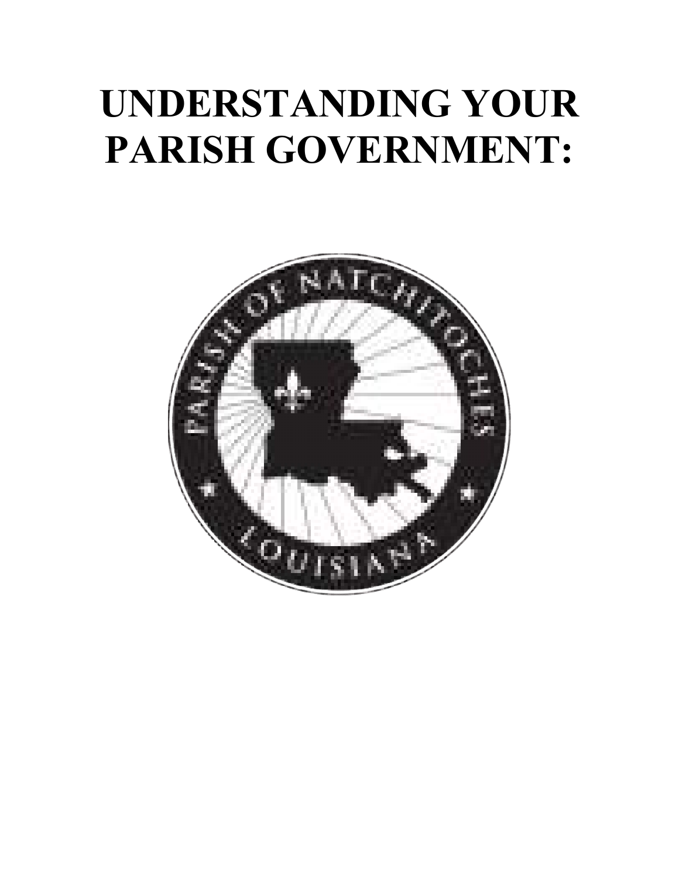# UNDERSTANDING YOUR PARISH GOVERNMENT: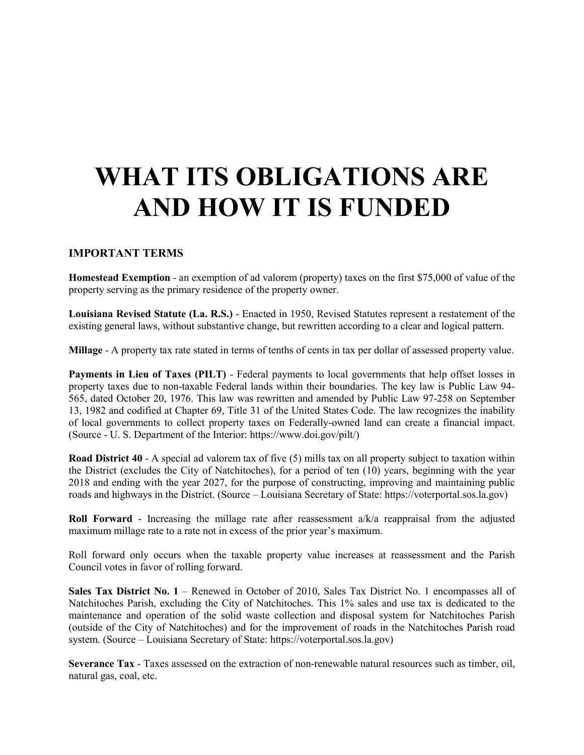# WHAT ITS OBLIGATIONS ARE AND HOW IT IS FUNDED

### IMPORTANT TERMS

**Homestead Exemption** - an exemption of ad valorem (property) taxes on the first $75,000 of value of the property serving as the primary residence of the property owner.

**Louisiana Revised Statute (La. R.S.)** - Enacted in 1950, Revised Statutes represent a restatement of the existing general laws, without substantive change, but rewritten according to a clear and logical pattern.

**Millage** - A property tax rate stated in terms of tenths of cents in tax per dollar of assessed property value.

**Payments in Lieu of Taxes (PILT)** - Federal payments to local governments that help offset losses in property taxes due to non-taxable Federal lands within their boundaries. The key law is Public Law 94-565, dated October 20, 1976. This law was rewritten and amended by Public Law 97-258 on September 13, 1982 and codified at Chapter 69, Title 31 of the United States Code. The law recognizes the inability of local governments to collect property taxes on Federally-owned land can create a financial impact. (Source - U. S. Department of the Interior: https://www.doi.gov/pilt/)

**Road District 40** - A special ad valorem tax of five (5) mills tax on all property subject to taxation within the District (excludes the City of Natchitoches), for a period of ten (10) years, beginning with the year 2018 and ending with the year 2027, for the purpose of constructing, improving and maintaining public roads and highways in the District. (Source – Louisiana Secretary of State: https://voterportal.sos.la.gov)

**Roll Forward** - Increasing the millage rate after reassessment a/k/a reappraisal from the adjusted maximum millage rate to a rate not in excess of the prior year's maximum.

Roll forward only occurs when the taxable property value increases at reassessment and the Parish Council votes in favor of rolling forward.

**Sales Tax District No. 1** – Renewed in October of 2010, Sales Tax District No. 1 encompasses all of Natchitoches Parish, excluding the City of Natchitoches. This 1% sales and use tax is dedicated to the maintenance and operation of the solid waste collection and disposal system for Natchitoches Parish (outside of the City of Natchitoches) and for the improvement of roads in the Natchitoches Parish road system. (Source – Louisiana Secretary of State: https://voterportal.sos.la.gov)

**Severance Tax** - Taxes assessed on the extraction of non-renewable natural resources such as timber, oil, natural gas, coal, etc.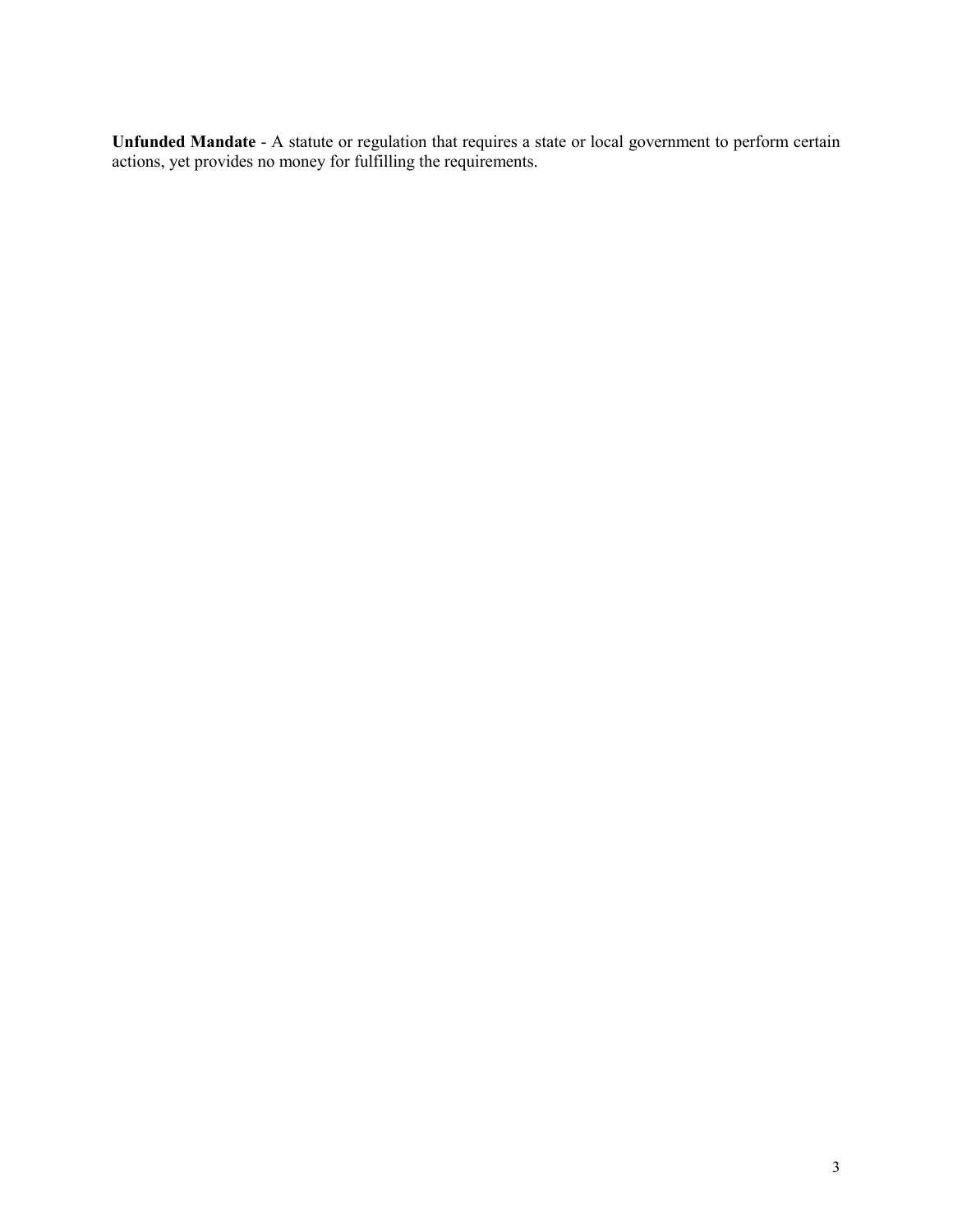**Unfunded Mandate** - A statute or regulation that requires a state or local government to perform certain actions, yet provides no money for fulfilling the requirements.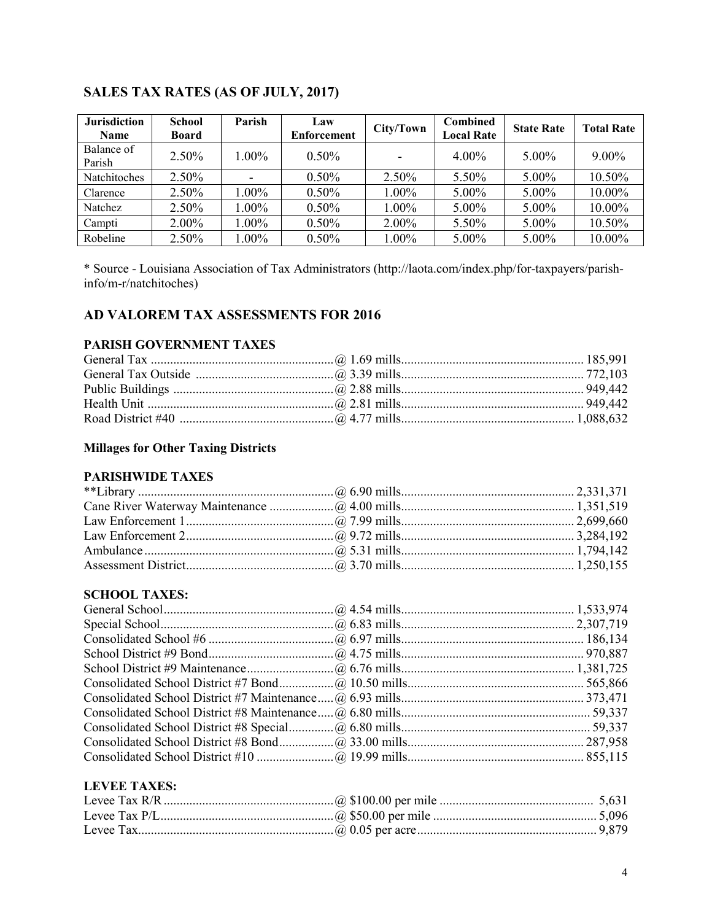## SALES TAX RATES (AS OF JULY, 2017)

| Jurisdiction Name | School Board | Parish | Law Enforcement | City/Town | Combined Local Rate | State Rate | Total Rate |
|---|---|---|---|---|---|---|---|
| Balance of Parish | 2.50% | 1.00% | 0.50% | - | 4.00% | 5.00% | 9.00% |
| Natchitoches | 2.50% | - | 0.50% | 2.50% | 5.50% | 5.00% | 10.50% |
| Clarence | 2.50% | 1.00% | 0.50% | 1.00% | 5.00% | 5.00% | 10.00% |
| Natchez | 2.50% | 1.00% | 0.50% | 1.00% | 5.00% | 5.00% | 10.00% |
| Campti | 2.00% | 1.00% | 0.50% | 2.00% | 5.50% | 5.00% | 10.50% |
| Robeline | 2.50% | 1.00% | 0.50% | 1.00% | 5.00% | 5.00% | 10.00% |

* Source - Louisiana Association of Tax Administrators (http://laota.com/index.php/for-taxpayers/parish-info/m-r/natchitoches)

## AD VALOREM TAX ASSESSMENTS FOR 2016

### PARISH GOVERNMENT TAXES

| | | |
|---|---|---|
| General Tax | @ 1.69 mills | 185,991 |
| General Tax Outside | @ 3.39 mills | 772,103 |
| Public Buildings | @ 2.88 mills | 949,442 |
| Health Unit | @ 2.81 mills | 949,442 |
| Road District #40 | @ 4.77 mills | 1,088,632 |

### Millages for Other Taxing Districts

### PARISHWIDE TAXES

| | | |
|---|---|---|
| **Library | @ 6.90 mills | 2,331,371 |
| Cane River Waterway Maintenance | @ 4.00 mills | 1,351,519 |
| Law Enforcement 1 | @ 7.99 mills | 2,699,660 |
| Law Enforcement 2 | @ 9.72 mills | 3,284,192 |
| Ambulance | @ 5.31 mills | 1,794,142 |
| Assessment District | @ 3.70 mills | 1,250,155 |

### SCHOOL TAXES:

| | | |
|---|---|---|
| General School | @ 4.54 mills | 1,533,974 |
| Special School | @ 6.83 mills | 2,307,719 |
| Consolidated School #6 | @ 6.97 mills | 186,134 |
| School District #9 Bond | @ 4.75 mills | 970,887 |
| School District #9 Maintenance | @ 6.76 mills | 1,381,725 |
| Consolidated School District #7 Bond | @ 10.50 mills | 565,866 |
| Consolidated School District #7 Maintenance | @ 6.93 mills | 373,471 |
| Consolidated School District #8 Maintenance | @ 6.80 mills | 59,337 |
| Consolidated School District #8 Special | @ 6.80 mills | 59,337 |
| Consolidated School District #8 Bond | @ 33.00 mills | 287,958 |
| Consolidated School District #10 | @ 19.99 mills | 855,115 |

### LEVEE TAXES:

| | | |
|---|---|---|
| Levee Tax R/R | @ $100.00 per mile | 5,631 |
| Levee Tax P/L | @ $50.00 per mile | 5,096 |
| Levee Tax | @ 0.05 per acre | 9,879 |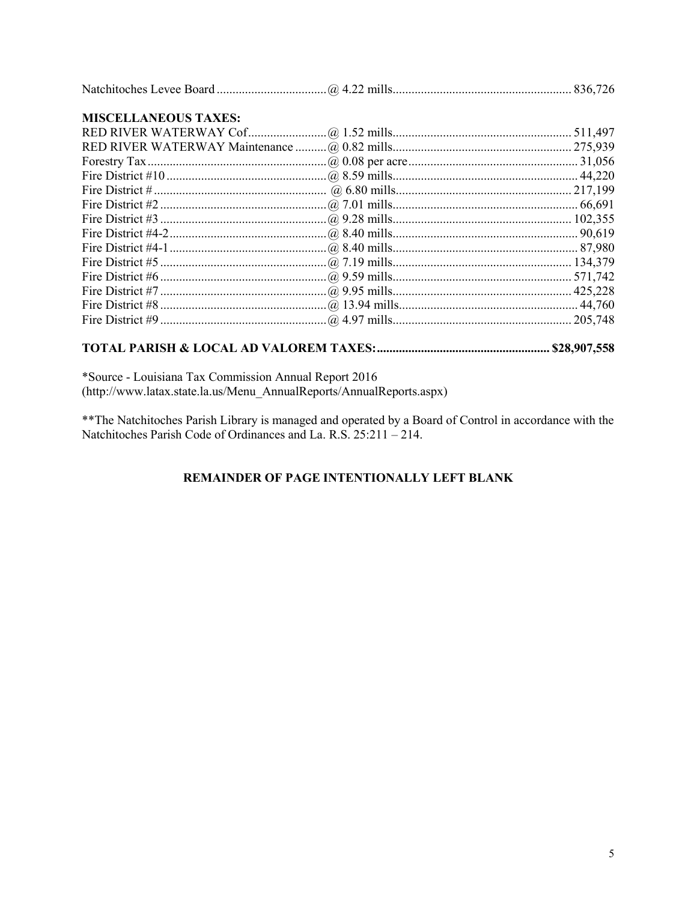Natchitoches Levee Board ........................ @ 4.22 mills ........................ 836,726

**MISCELLANEOUS TAXES:**

| | | |
|---|---|---|
| RED RIVER WATERWAY Cof | @ 1.52 mills | 511,497 |
| RED RIVER WATERWAY Maintenance | @ 0.82 mills | 275,939 |
| Forestry Tax | @ 0.08 per acre | 31,056 |
| Fire District #10 | @ 8.59 mills | 44,220 |
| Fire District # | @ 6.80 mills | 217,199 |
| Fire District #2 | @ 7.01 mills | 66,691 |
| Fire District #3 | @ 9.28 mills | 102,355 |
| Fire District #4-2 | @ 8.40 mills | 90,619 |
| Fire District #4-1 | @ 8.40 mills | 87,980 |
| Fire District #5 | @ 7.19 mills | 134,379 |
| Fire District #6 | @ 9.59 mills | 571,742 |
| Fire District #7 | @ 9.95 mills | 425,228 |
| Fire District #8 | @ 13.94 mills | 44,760 |
| Fire District #9 | @ 4.97 mills | 205,748 |

**TOTAL PARISH & LOCAL AD VALOREM TAXES: ........................ $28,907,558**

*Source - Louisiana Tax Commission Annual Report 2016 (http://www.latax.state.la.us/Menu_AnnualReports/AnnualReports.aspx)

**The Natchitoches Parish Library is managed and operated by a Board of Control in accordance with the Natchitoches Parish Code of Ordinances and La. R.S. 25:211 – 214.

**REMAINDER OF PAGE INTENTIONALLY LEFT BLANK**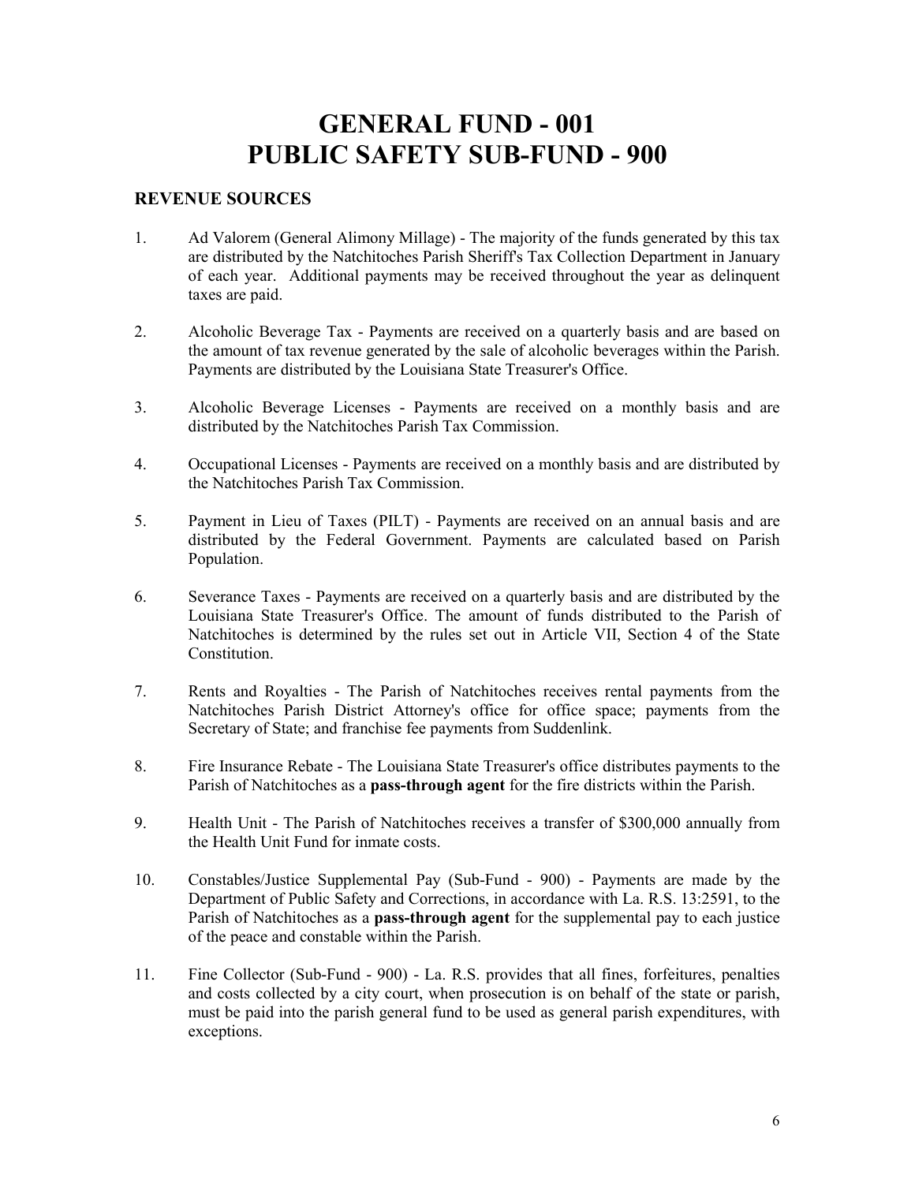# GENERAL FUND - 001
# PUBLIC SAFETY SUB-FUND - 900

## REVENUE SOURCES

1. Ad Valorem (General Alimony Millage) - The majority of the funds generated by this tax are distributed by the Natchitoches Parish Sheriff's Tax Collection Department in January of each year. Additional payments may be received throughout the year as delinquent taxes are paid.

2. Alcoholic Beverage Tax - Payments are received on a quarterly basis and are based on the amount of tax revenue generated by the sale of alcoholic beverages within the Parish. Payments are distributed by the Louisiana State Treasurer's Office.

3. Alcoholic Beverage Licenses - Payments are received on a monthly basis and are distributed by the Natchitoches Parish Tax Commission.

4. Occupational Licenses - Payments are received on a monthly basis and are distributed by the Natchitoches Parish Tax Commission.

5. Payment in Lieu of Taxes (PILT) - Payments are received on an annual basis and are distributed by the Federal Government. Payments are calculated based on Parish Population.

6. Severance Taxes - Payments are received on a quarterly basis and are distributed by the Louisiana State Treasurer's Office. The amount of funds distributed to the Parish of Natchitoches is determined by the rules set out in Article VII, Section 4 of the State Constitution.

7. Rents and Royalties - The Parish of Natchitoches receives rental payments from the Natchitoches Parish District Attorney's office for office space; payments from the Secretary of State; and franchise fee payments from Suddenlink.

8. Fire Insurance Rebate - The Louisiana State Treasurer's office distributes payments to the Parish of Natchitoches as a **pass-through agent** for the fire districts within the Parish.

9. Health Unit - The Parish of Natchitoches receives a transfer of $300,000 annually from the Health Unit Fund for inmate costs.

10. Constables/Justice Supplemental Pay (Sub-Fund - 900) - Payments are made by the Department of Public Safety and Corrections, in accordance with La. R.S. 13:2591, to the Parish of Natchitoches as a **pass-through agent** for the supplemental pay to each justice of the peace and constable within the Parish.

11. Fine Collector (Sub-Fund - 900) - La. R.S. provides that all fines, forfeitures, penalties and costs collected by a city court, when prosecution is on behalf of the state or parish, must be paid into the parish general fund to be used as general parish expenditures, with exceptions.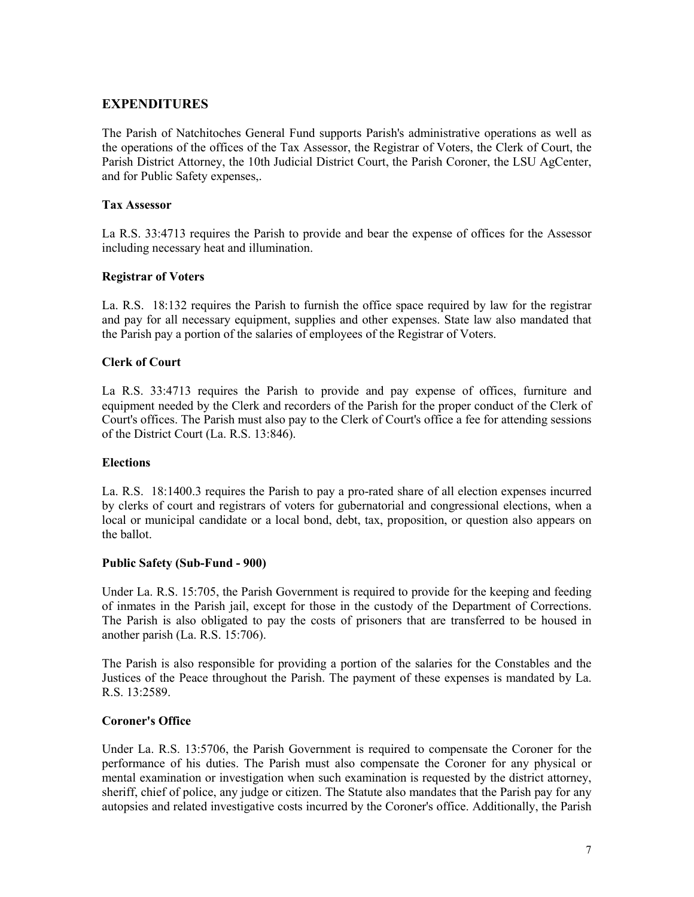## EXPENDITURES

The Parish of Natchitoches General Fund supports Parish's administrative operations as well as the operations of the offices of the Tax Assessor, the Registrar of Voters, the Clerk of Court, the Parish District Attorney, the 10th Judicial District Court, the Parish Coroner, the LSU AgCenter, and for Public Safety expenses,.

### Tax Assessor

La R.S. 33:4713 requires the Parish to provide and bear the expense of offices for the Assessor including necessary heat and illumination.

### Registrar of Voters

La. R.S. 18:132 requires the Parish to furnish the office space required by law for the registrar and pay for all necessary equipment, supplies and other expenses. State law also mandated that the Parish pay a portion of the salaries of employees of the Registrar of Voters.

### Clerk of Court

La R.S. 33:4713 requires the Parish to provide and pay expense of offices, furniture and equipment needed by the Clerk and recorders of the Parish for the proper conduct of the Clerk of Court's offices. The Parish must also pay to the Clerk of Court's office a fee for attending sessions of the District Court (La. R.S. 13:846).

### Elections

La. R.S. 18:1400.3 requires the Parish to pay a pro-rated share of all election expenses incurred by clerks of court and registrars of voters for gubernatorial and congressional elections, when a local or municipal candidate or a local bond, debt, tax, proposition, or question also appears on the ballot.

### Public Safety (Sub-Fund - 900)

Under La. R.S. 15:705, the Parish Government is required to provide for the keeping and feeding of inmates in the Parish jail, except for those in the custody of the Department of Corrections. The Parish is also obligated to pay the costs of prisoners that are transferred to be housed in another parish (La. R.S. 15:706).

The Parish is also responsible for providing a portion of the salaries for the Constables and the Justices of the Peace throughout the Parish. The payment of these expenses is mandated by La. R.S. 13:2589.

### Coroner's Office

Under La. R.S. 13:5706, the Parish Government is required to compensate the Coroner for the performance of his duties. The Parish must also compensate the Coroner for any physical or mental examination or investigation when such examination is requested by the district attorney, sheriff, chief of police, any judge or citizen. The Statute also mandates that the Parish pay for any autopsies and related investigative costs incurred by the Coroner's office. Additionally, the Parish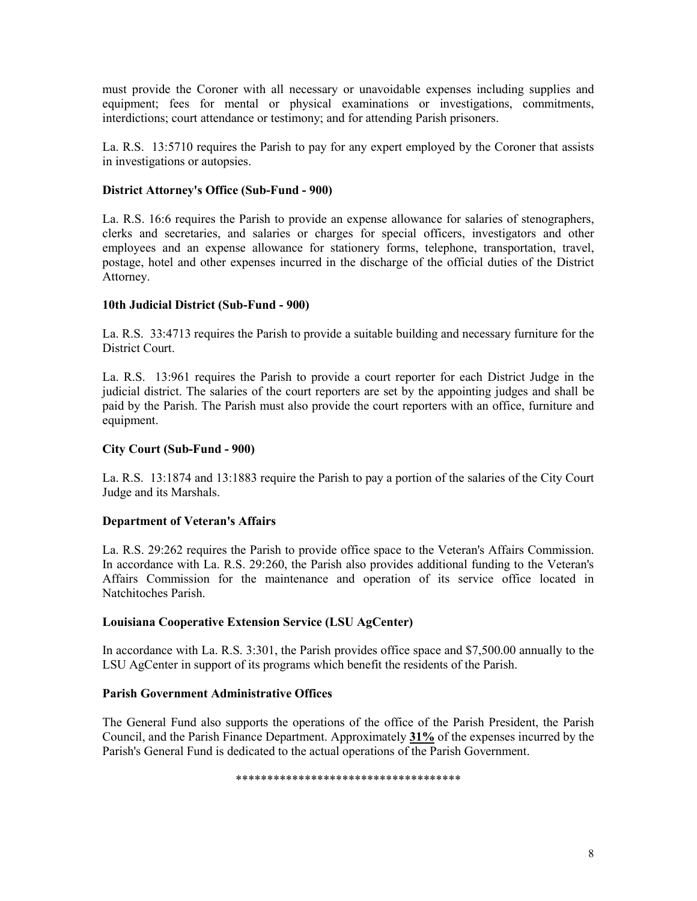must provide the Coroner with all necessary or unavoidable expenses including supplies and equipment; fees for mental or physical examinations or investigations, commitments, interdictions; court attendance or testimony; and for attending Parish prisoners.

La. R.S. 13:5710 requires the Parish to pay for any expert employed by the Coroner that assists in investigations or autopsies.

**District Attorney's Office (Sub-Fund - 900)**

La. R.S. 16:6 requires the Parish to provide an expense allowance for salaries of stenographers, clerks and secretaries, and salaries or charges for special officers, investigators and other employees and an expense allowance for stationery forms, telephone, transportation, travel, postage, hotel and other expenses incurred in the discharge of the official duties of the District Attorney.

**10th Judicial District (Sub-Fund - 900)**

La. R.S. 33:4713 requires the Parish to provide a suitable building and necessary furniture for the District Court.

La. R.S. 13:961 requires the Parish to provide a court reporter for each District Judge in the judicial district. The salaries of the court reporters are set by the appointing judges and shall be paid by the Parish. The Parish must also provide the court reporters with an office, furniture and equipment.

**City Court (Sub-Fund - 900)**

La. R.S. 13:1874 and 13:1883 require the Parish to pay a portion of the salaries of the City Court Judge and its Marshals.

**Department of Veteran's Affairs**

La. R.S. 29:262 requires the Parish to provide office space to the Veteran's Affairs Commission. In accordance with La. R.S. 29:260, the Parish also provides additional funding to the Veteran's Affairs Commission for the maintenance and operation of its service office located in Natchitoches Parish.

**Louisiana Cooperative Extension Service (LSU AgCenter)**

In accordance with La. R.S. 3:301, the Parish provides office space and $7,500.00 annually to the LSU AgCenter in support of its programs which benefit the residents of the Parish.

**Parish Government Administrative Offices**

The General Fund also supports the operations of the office of the Parish President, the Parish Council, and the Parish Finance Department. Approximately **31%** of the expenses incurred by the Parish's General Fund is dedicated to the actual operations of the Parish Government.

\*\*\*\*\*\*\*\*\*\*\*\*\*\*\*\*\*\*\*\*\*\*\*\*\*\*\*\*\*\*\*\*\*\*\*\*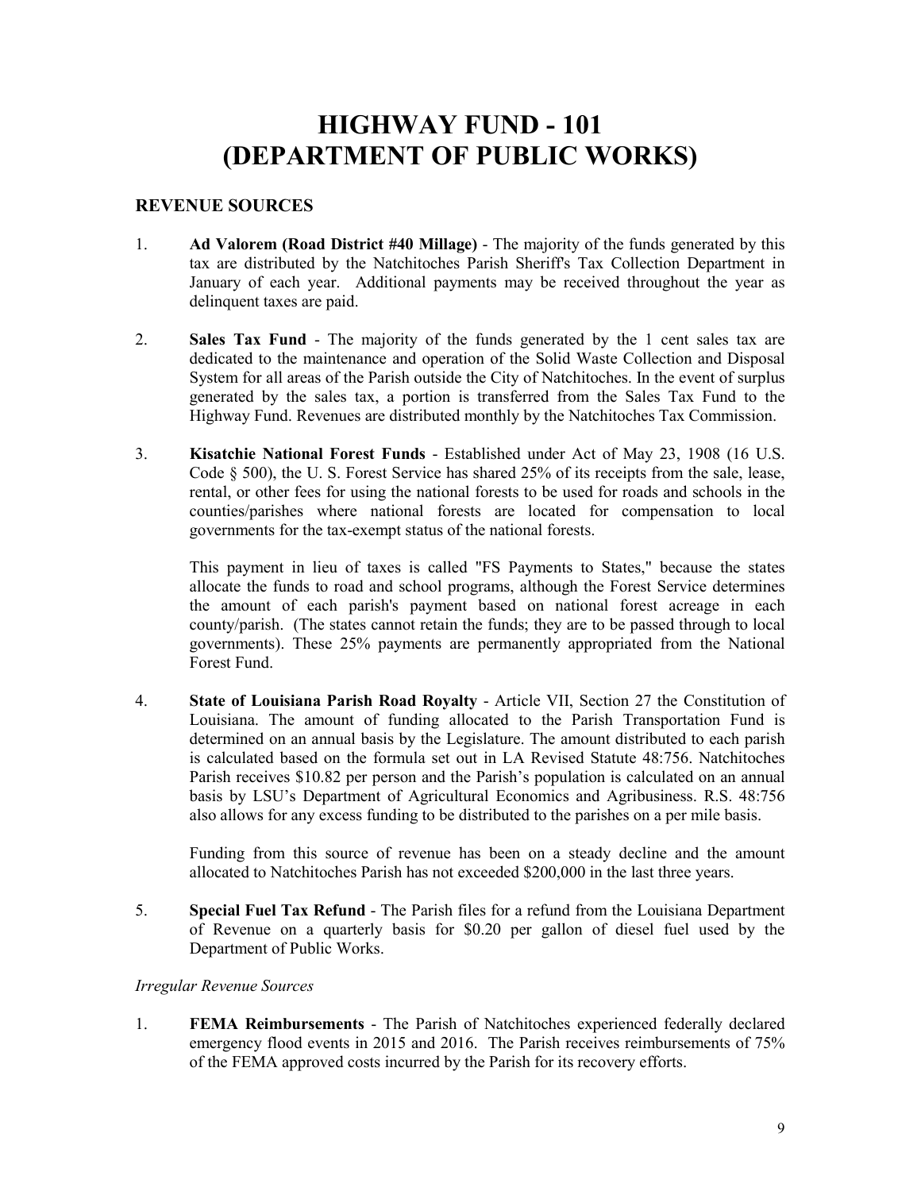# HIGHWAY FUND - 101
# (DEPARTMENT OF PUBLIC WORKS)

## REVENUE SOURCES

1. **Ad Valorem (Road District #40 Millage)** - The majority of the funds generated by this tax are distributed by the Natchitoches Parish Sheriff's Tax Collection Department in January of each year. Additional payments may be received throughout the year as delinquent taxes are paid.

2. **Sales Tax Fund** - The majority of the funds generated by the 1 cent sales tax are dedicated to the maintenance and operation of the Solid Waste Collection and Disposal System for all areas of the Parish outside the City of Natchitoches. In the event of surplus generated by the sales tax, a portion is transferred from the Sales Tax Fund to the Highway Fund. Revenues are distributed monthly by the Natchitoches Tax Commission.

3. **Kisatchie National Forest Funds** - Established under Act of May 23, 1908 (16 U.S. Code § 500), the U. S. Forest Service has shared 25% of its receipts from the sale, lease, rental, or other fees for using the national forests to be used for roads and schools in the counties/parishes where national forests are located for compensation to local governments for the tax-exempt status of the national forests.

   This payment in lieu of taxes is called "FS Payments to States," because the states allocate the funds to road and school programs, although the Forest Service determines the amount of each parish's payment based on national forest acreage in each county/parish. (The states cannot retain the funds; they are to be passed through to local governments). These 25% payments are permanently appropriated from the National Forest Fund.

4. **State of Louisiana Parish Road Royalty** - Article VII, Section 27 the Constitution of Louisiana. The amount of funding allocated to the Parish Transportation Fund is determined on an annual basis by the Legislature. The amount distributed to each parish is calculated based on the formula set out in LA Revised Statute 48:756. Natchitoches Parish receives $10.82 per person and the Parish's population is calculated on an annual basis by LSU's Department of Agricultural Economics and Agribusiness. R.S. 48:756 also allows for any excess funding to be distributed to the parishes on a per mile basis.

   Funding from this source of revenue has been on a steady decline and the amount allocated to Natchitoches Parish has not exceeded $200,000 in the last three years.

5. **Special Fuel Tax Refund** - The Parish files for a refund from the Louisiana Department of Revenue on a quarterly basis for $0.20 per gallon of diesel fuel used by the Department of Public Works.

*Irregular Revenue Sources*

1. **FEMA Reimbursements** - The Parish of Natchitoches experienced federally declared emergency flood events in 2015 and 2016. The Parish receives reimbursements of 75% of the FEMA approved costs incurred by the Parish for its recovery efforts.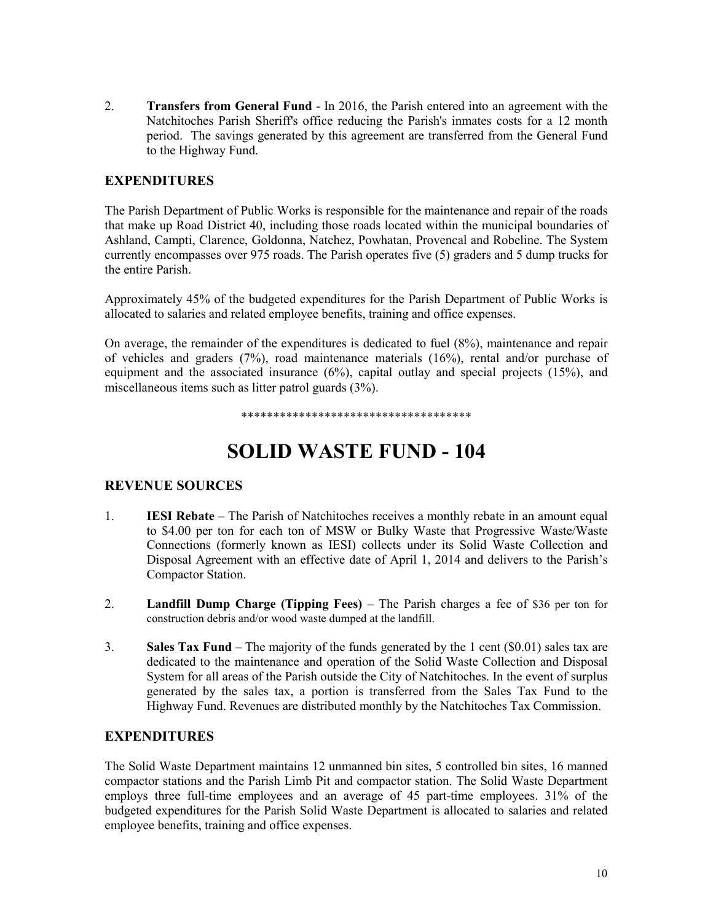2. **Transfers from General Fund** - In 2016, the Parish entered into an agreement with the Natchitoches Parish Sheriff's office reducing the Parish's inmates costs for a 12 month period. The savings generated by this agreement are transferred from the General Fund to the Highway Fund.

### EXPENDITURES

The Parish Department of Public Works is responsible for the maintenance and repair of the roads that make up Road District 40, including those roads located within the municipal boundaries of Ashland, Campti, Clarence, Goldonna, Natchez, Powhatan, Provencal and Robeline. The System currently encompasses over 975 roads. The Parish operates five (5) graders and 5 dump trucks for the entire Parish.

Approximately 45% of the budgeted expenditures for the Parish Department of Public Works is allocated to salaries and related employee benefits, training and office expenses.

On average, the remainder of the expenditures is dedicated to fuel (8%), maintenance and repair of vehicles and graders (7%), road maintenance materials (16%), rental and/or purchase of equipment and the associated insurance (6%), capital outlay and special projects (15%), and miscellaneous items such as litter patrol guards (3%).

************************************

# SOLID WASTE FUND - 104

### REVENUE SOURCES

1. **IESI Rebate** – The Parish of Natchitoches receives a monthly rebate in an amount equal to $4.00 per ton for each ton of MSW or Bulky Waste that Progressive Waste/Waste Connections (formerly known as IESI) collects under its Solid Waste Collection and Disposal Agreement with an effective date of April 1, 2014 and delivers to the Parish's Compactor Station.

2. **Landfill Dump Charge (Tipping Fees)** – The Parish charges a fee of $36 per ton for construction debris and/or wood waste dumped at the landfill.

3. **Sales Tax Fund** – The majority of the funds generated by the 1 cent ($0.01) sales tax are dedicated to the maintenance and operation of the Solid Waste Collection and Disposal System for all areas of the Parish outside the City of Natchitoches. In the event of surplus generated by the sales tax, a portion is transferred from the Sales Tax Fund to the Highway Fund. Revenues are distributed monthly by the Natchitoches Tax Commission.

### EXPENDITURES

The Solid Waste Department maintains 12 unmanned bin sites, 5 controlled bin sites, 16 manned compactor stations and the Parish Limb Pit and compactor station. The Solid Waste Department employs three full-time employees and an average of 45 part-time employees. 31% of the budgeted expenditures for the Parish Solid Waste Department is allocated to salaries and related employee benefits, training and office expenses.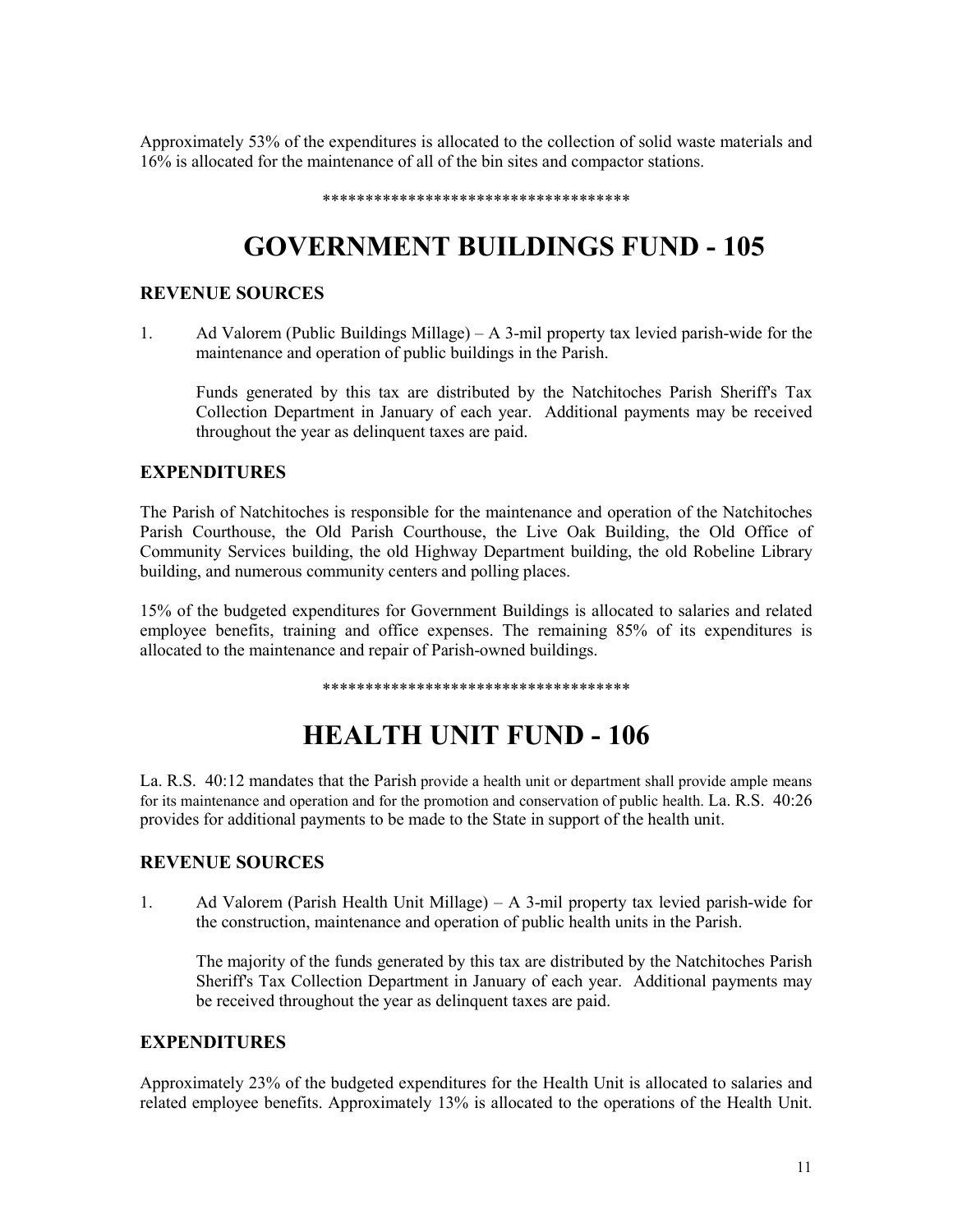Approximately 53% of the expenditures is allocated to the collection of solid waste materials and 16% is allocated for the maintenance of all of the bin sites and compactor stations.

*************************************

# GOVERNMENT BUILDINGS FUND - 105

### REVENUE SOURCES

1. Ad Valorem (Public Buildings Millage) – A 3-mil property tax levied parish-wide for the maintenance and operation of public buildings in the Parish.

   Funds generated by this tax are distributed by the Natchitoches Parish Sheriff's Tax Collection Department in January of each year. Additional payments may be received throughout the year as delinquent taxes are paid.

### EXPENDITURES

The Parish of Natchitoches is responsible for the maintenance and operation of the Natchitoches Parish Courthouse, the Old Parish Courthouse, the Live Oak Building, the Old Office of Community Services building, the old Highway Department building, the old Robeline Library building, and numerous community centers and polling places.

15% of the budgeted expenditures for Government Buildings is allocated to salaries and related employee benefits, training and office expenses. The remaining 85% of its expenditures is allocated to the maintenance and repair of Parish-owned buildings.

*************************************

# HEALTH UNIT FUND - 106

La. R.S. 40:12 mandates that the Parish provide a health unit or department shall provide ample means for its maintenance and operation and for the promotion and conservation of public health. La. R.S. 40:26 provides for additional payments to be made to the State in support of the health unit.

### REVENUE SOURCES

1. Ad Valorem (Parish Health Unit Millage) – A 3-mil property tax levied parish-wide for the construction, maintenance and operation of public health units in the Parish.

   The majority of the funds generated by this tax are distributed by the Natchitoches Parish Sheriff's Tax Collection Department in January of each year. Additional payments may be received throughout the year as delinquent taxes are paid.

### EXPENDITURES

Approximately 23% of the budgeted expenditures for the Health Unit is allocated to salaries and related employee benefits. Approximately 13% is allocated to the operations of the Health Unit.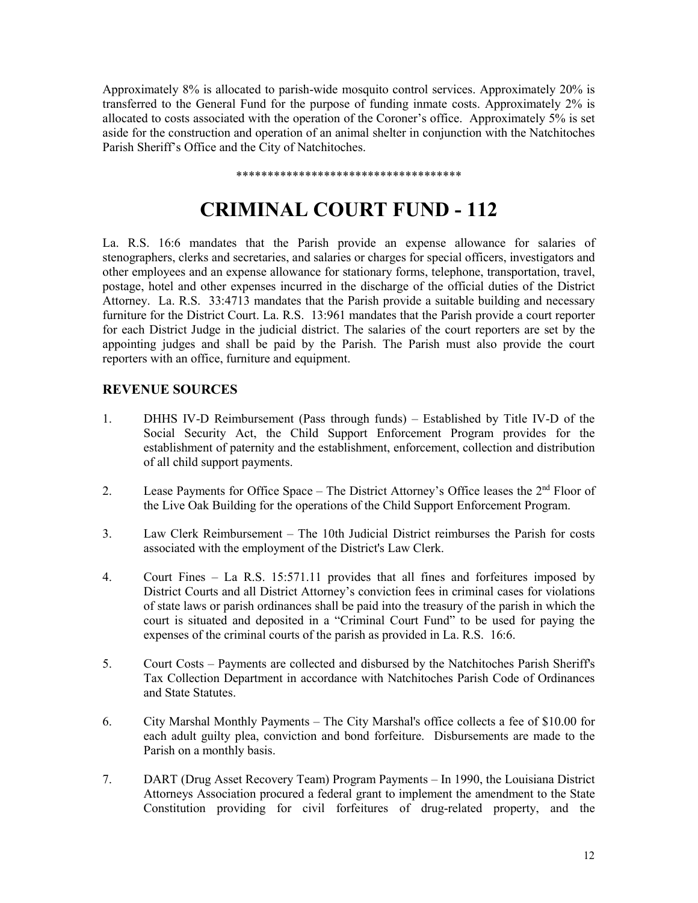Approximately 8% is allocated to parish-wide mosquito control services. Approximately 20% is transferred to the General Fund for the purpose of funding inmate costs. Approximately 2% is allocated to costs associated with the operation of the Coroner's office. Approximately 5% is set aside for the construction and operation of an animal shelter in conjunction with the Natchitoches Parish Sheriff's Office and the City of Natchitoches.

************************************

# CRIMINAL COURT FUND - 112

La. R.S. 16:6 mandates that the Parish provide an expense allowance for salaries of stenographers, clerks and secretaries, and salaries or charges for special officers, investigators and other employees and an expense allowance for stationary forms, telephone, transportation, travel, postage, hotel and other expenses incurred in the discharge of the official duties of the District Attorney. La. R.S. 33:4713 mandates that the Parish provide a suitable building and necessary furniture for the District Court. La. R.S. 13:961 mandates that the Parish provide a court reporter for each District Judge in the judicial district. The salaries of the court reporters are set by the appointing judges and shall be paid by the Parish. The Parish must also provide the court reporters with an office, furniture and equipment.

## REVENUE SOURCES

1. DHHS IV-D Reimbursement (Pass through funds) – Established by Title IV-D of the Social Security Act, the Child Support Enforcement Program provides for the establishment of paternity and the establishment, enforcement, collection and distribution of all child support payments.

2. Lease Payments for Office Space – The District Attorney's Office leases the 2nd Floor of the Live Oak Building for the operations of the Child Support Enforcement Program.

3. Law Clerk Reimbursement – The 10th Judicial District reimburses the Parish for costs associated with the employment of the District's Law Clerk.

4. Court Fines – La R.S. 15:571.11 provides that all fines and forfeitures imposed by District Courts and all District Attorney's conviction fees in criminal cases for violations of state laws or parish ordinances shall be paid into the treasury of the parish in which the court is situated and deposited in a "Criminal Court Fund" to be used for paying the expenses of the criminal courts of the parish as provided in La. R.S. 16:6.

5. Court Costs – Payments are collected and disbursed by the Natchitoches Parish Sheriff's Tax Collection Department in accordance with Natchitoches Parish Code of Ordinances and State Statutes.

6. City Marshal Monthly Payments – The City Marshal's office collects a fee of $10.00 for each adult guilty plea, conviction and bond forfeiture. Disbursements are made to the Parish on a monthly basis.

7. DART (Drug Asset Recovery Team) Program Payments – In 1990, the Louisiana District Attorneys Association procured a federal grant to implement the amendment to the State Constitution providing for civil forfeitures of drug-related property, and the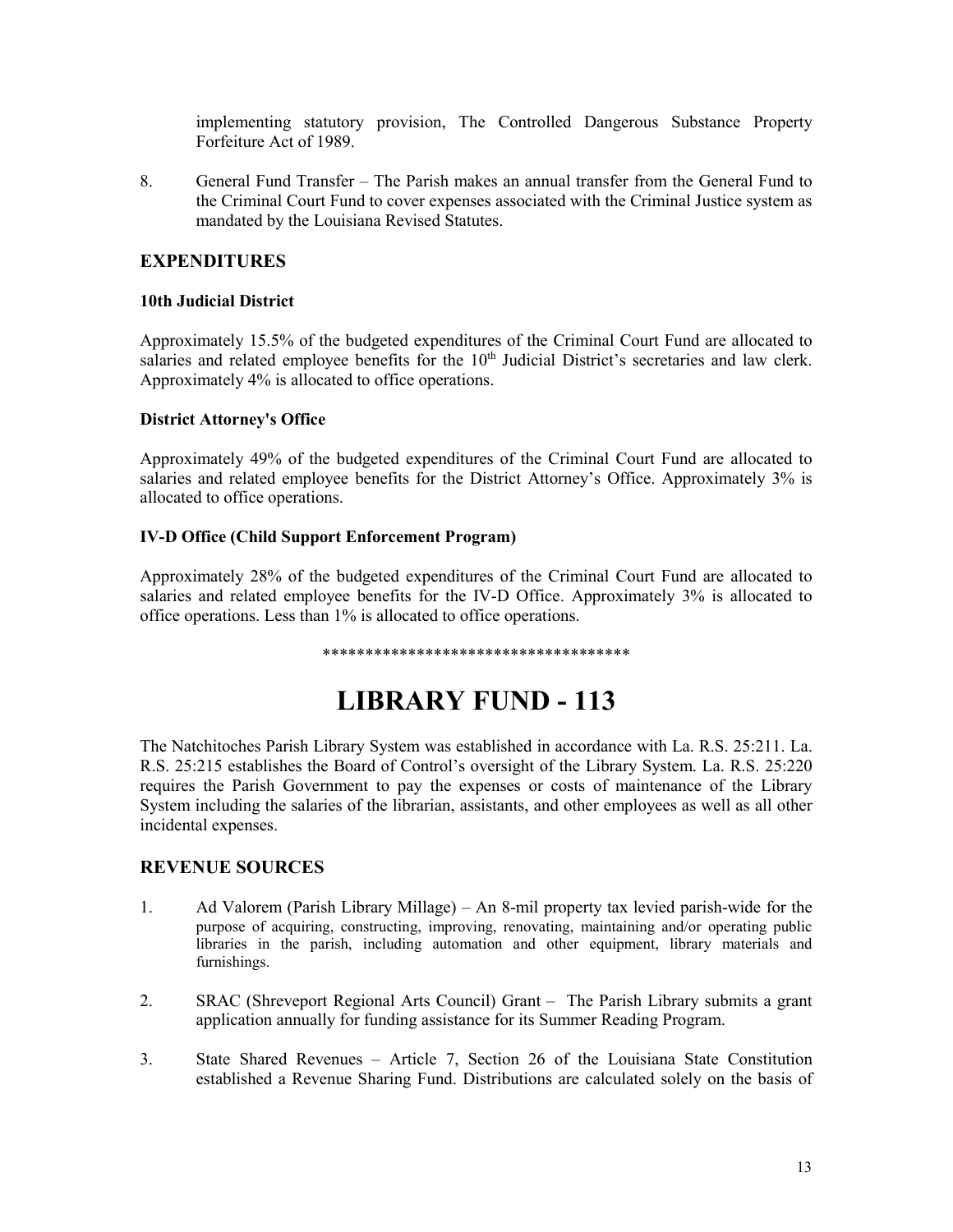implementing statutory provision, The Controlled Dangerous Substance Property Forfeiture Act of 1989.

8. General Fund Transfer – The Parish makes an annual transfer from the General Fund to the Criminal Court Fund to cover expenses associated with the Criminal Justice system as mandated by the Louisiana Revised Statutes.

## EXPENDITURES

**10th Judicial District**

Approximately 15.5% of the budgeted expenditures of the Criminal Court Fund are allocated to salaries and related employee benefits for the 10th Judicial District's secretaries and law clerk. Approximately 4% is allocated to office operations.

**District Attorney's Office**

Approximately 49% of the budgeted expenditures of the Criminal Court Fund are allocated to salaries and related employee benefits for the District Attorney's Office. Approximately 3% is allocated to office operations.

**IV-D Office (Child Support Enforcement Program)**

Approximately 28% of the budgeted expenditures of the Criminal Court Fund are allocated to salaries and related employee benefits for the IV-D Office. Approximately 3% is allocated to office operations. Less than 1% is allocated to office operations.

************************************

# LIBRARY FUND - 113

The Natchitoches Parish Library System was established in accordance with La. R.S. 25:211. La. R.S. 25:215 establishes the Board of Control's oversight of the Library System. La. R.S. 25:220 requires the Parish Government to pay the expenses or costs of maintenance of the Library System including the salaries of the librarian, assistants, and other employees as well as all other incidental expenses.

## REVENUE SOURCES

1. Ad Valorem (Parish Library Millage) – An 8-mil property tax levied parish-wide for the purpose of acquiring, constructing, improving, renovating, maintaining and/or operating public libraries in the parish, including automation and other equipment, library materials and furnishings.

2. SRAC (Shreveport Regional Arts Council) Grant – The Parish Library submits a grant application annually for funding assistance for its Summer Reading Program.

3. State Shared Revenues – Article 7, Section 26 of the Louisiana State Constitution established a Revenue Sharing Fund. Distributions are calculated solely on the basis of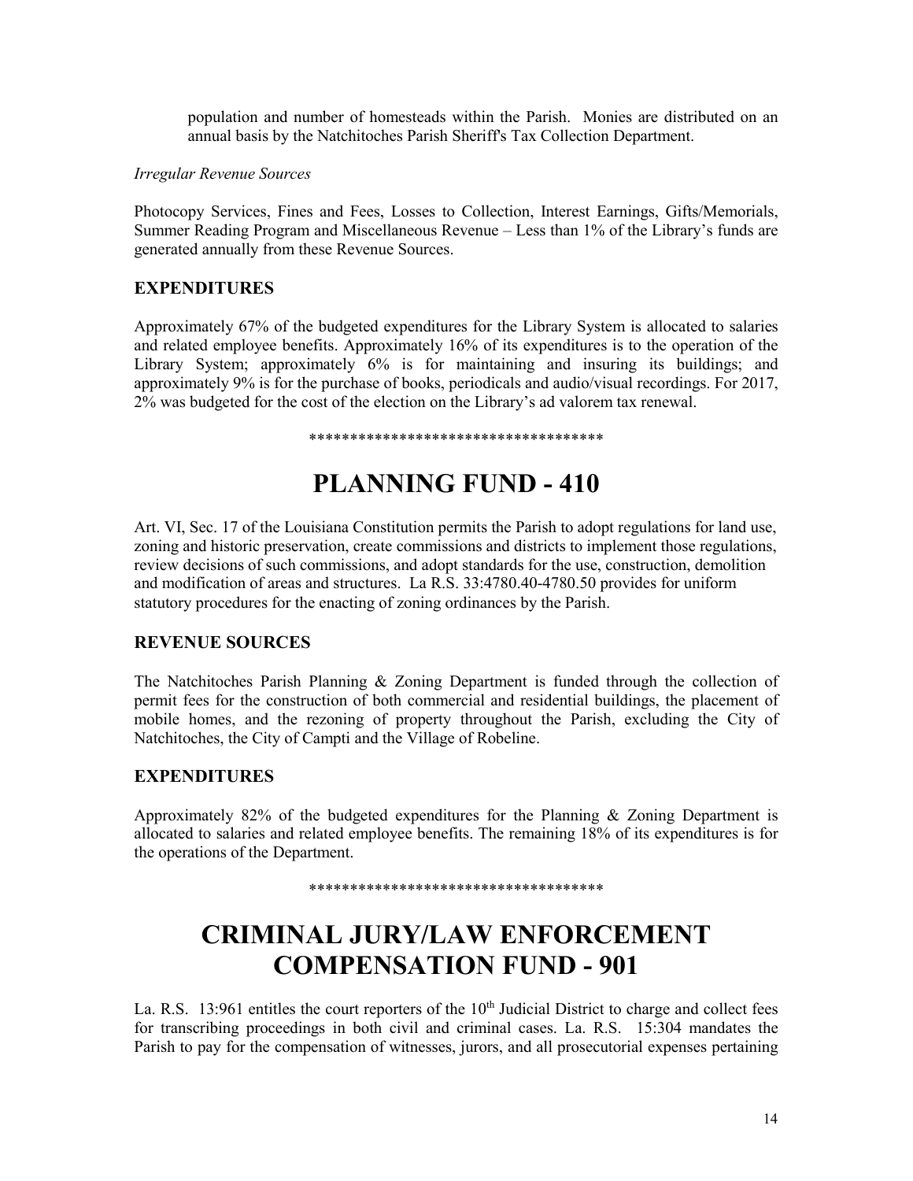population and number of homesteads within the Parish. Monies are distributed on an annual basis by the Natchitoches Parish Sheriff's Tax Collection Department.

*Irregular Revenue Sources*

Photocopy Services, Fines and Fees, Losses to Collection, Interest Earnings, Gifts/Memorials, Summer Reading Program and Miscellaneous Revenue – Less than 1% of the Library's funds are generated annually from these Revenue Sources.

### EXPENDITURES

Approximately 67% of the budgeted expenditures for the Library System is allocated to salaries and related employee benefits. Approximately 16% of its expenditures is to the operation of the Library System; approximately 6% is for maintaining and insuring its buildings; and approximately 9% is for the purchase of books, periodicals and audio/visual recordings. For 2017, 2% was budgeted for the cost of the election on the Library's ad valorem tax renewal.

************************************

# PLANNING FUND - 410

Art. VI, Sec. 17 of the Louisiana Constitution permits the Parish to adopt regulations for land use, zoning and historic preservation, create commissions and districts to implement those regulations, review decisions of such commissions, and adopt standards for the use, construction, demolition and modification of areas and structures. La R.S. 33:4780.40-4780.50 provides for uniform statutory procedures for the enacting of zoning ordinances by the Parish.

### REVENUE SOURCES

The Natchitoches Parish Planning & Zoning Department is funded through the collection of permit fees for the construction of both commercial and residential buildings, the placement of mobile homes, and the rezoning of property throughout the Parish, excluding the City of Natchitoches, the City of Campti and the Village of Robeline.

### EXPENDITURES

Approximately 82% of the budgeted expenditures for the Planning & Zoning Department is allocated to salaries and related employee benefits. The remaining 18% of its expenditures is for the operations of the Department.

************************************

# CRIMINAL JURY/LAW ENFORCEMENT COMPENSATION FUND - 901

La. R.S. 13:961 entitles the court reporters of the 10th Judicial District to charge and collect fees for transcribing proceedings in both civil and criminal cases. La. R.S. 15:304 mandates the Parish to pay for the compensation of witnesses, jurors, and all prosecutorial expenses pertaining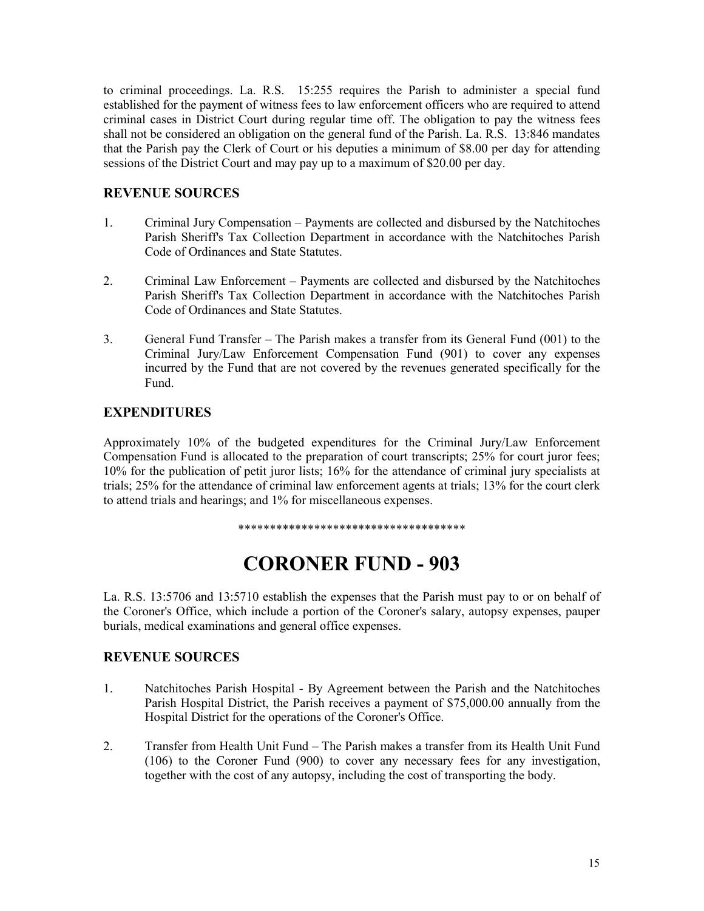to criminal proceedings. La. R.S. 15:255 requires the Parish to administer a special fund established for the payment of witness fees to law enforcement officers who are required to attend criminal cases in District Court during regular time off. The obligation to pay the witness fees shall not be considered an obligation on the general fund of the Parish. La. R.S. 13:846 mandates that the Parish pay the Clerk of Court or his deputies a minimum of $8.00 per day for attending sessions of the District Court and may pay up to a maximum of $20.00 per day.

## REVENUE SOURCES

1. Criminal Jury Compensation – Payments are collected and disbursed by the Natchitoches Parish Sheriff's Tax Collection Department in accordance with the Natchitoches Parish Code of Ordinances and State Statutes.

2. Criminal Law Enforcement – Payments are collected and disbursed by the Natchitoches Parish Sheriff's Tax Collection Department in accordance with the Natchitoches Parish Code of Ordinances and State Statutes.

3. General Fund Transfer – The Parish makes a transfer from its General Fund (001) to the Criminal Jury/Law Enforcement Compensation Fund (901) to cover any expenses incurred by the Fund that are not covered by the revenues generated specifically for the Fund.

## EXPENDITURES

Approximately 10% of the budgeted expenditures for the Criminal Jury/Law Enforcement Compensation Fund is allocated to the preparation of court transcripts; 25% for court juror fees; 10% for the publication of petit juror lists; 16% for the attendance of criminal jury specialists at trials; 25% for the attendance of criminal law enforcement agents at trials; 13% for the court clerk to attend trials and hearings; and 1% for miscellaneous expenses.

************************************

# CORONER FUND - 903

La. R.S. 13:5706 and 13:5710 establish the expenses that the Parish must pay to or on behalf of the Coroner's Office, which include a portion of the Coroner's salary, autopsy expenses, pauper burials, medical examinations and general office expenses.

## REVENUE SOURCES

1. Natchitoches Parish Hospital - By Agreement between the Parish and the Natchitoches Parish Hospital District, the Parish receives a payment of $75,000.00 annually from the Hospital District for the operations of the Coroner's Office.

2. Transfer from Health Unit Fund – The Parish makes a transfer from its Health Unit Fund (106) to the Coroner Fund (900) to cover any necessary fees for any investigation, together with the cost of any autopsy, including the cost of transporting the body.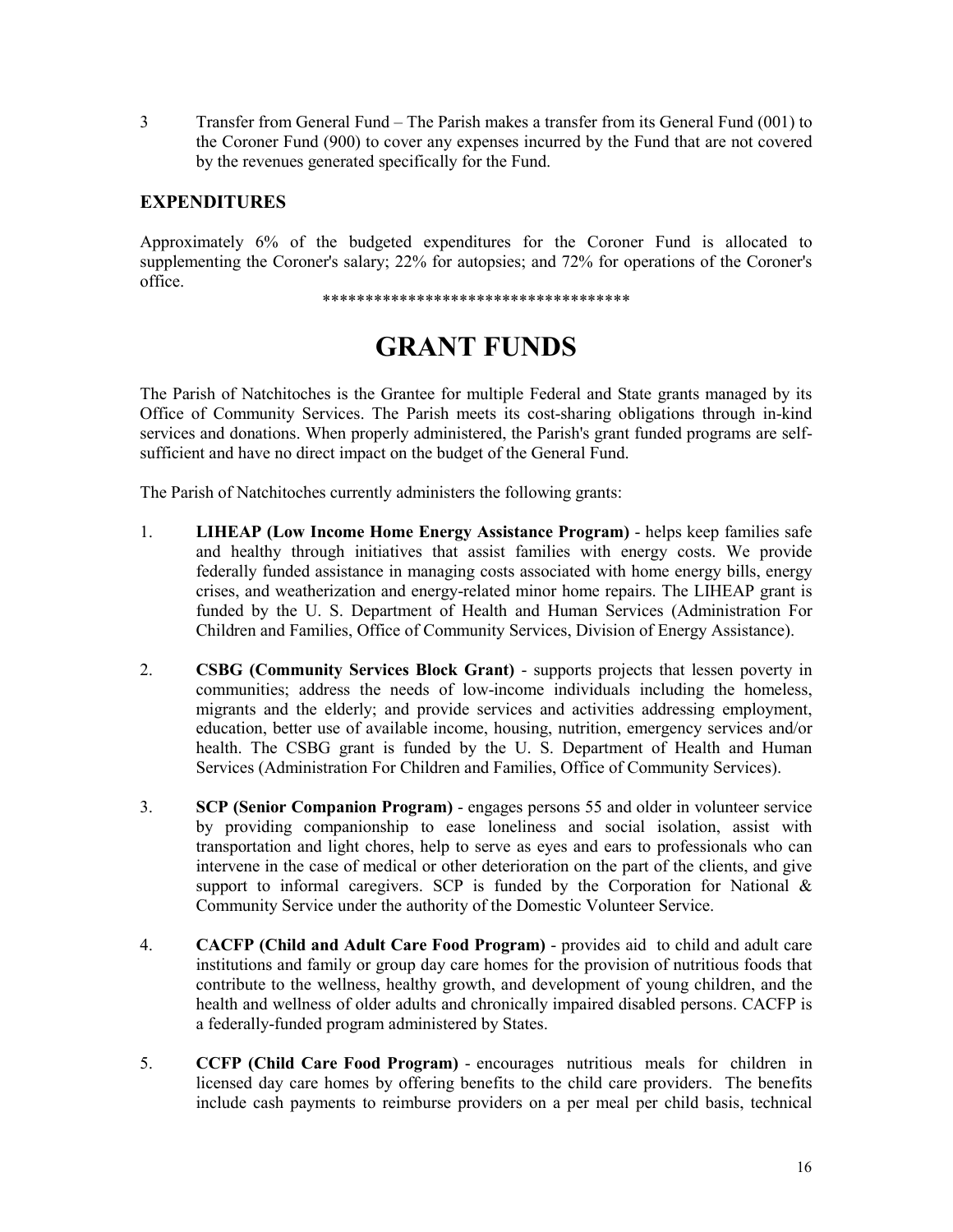3 Transfer from General Fund – The Parish makes a transfer from its General Fund (001) to the Coroner Fund (900) to cover any expenses incurred by the Fund that are not covered by the revenues generated specifically for the Fund.

## EXPENDITURES

Approximately 6% of the budgeted expenditures for the Coroner Fund is allocated to supplementing the Coroner's salary; 22% for autopsies; and 72% for operations of the Coroner's office.

************************************

# GRANT FUNDS

The Parish of Natchitoches is the Grantee for multiple Federal and State grants managed by its Office of Community Services. The Parish meets its cost-sharing obligations through in-kind services and donations. When properly administered, the Parish's grant funded programs are self-sufficient and have no direct impact on the budget of the General Fund.

The Parish of Natchitoches currently administers the following grants:

1. **LIHEAP (Low Income Home Energy Assistance Program)** - helps keep families safe and healthy through initiatives that assist families with energy costs. We provide federally funded assistance in managing costs associated with home energy bills, energy crises, and weatherization and energy-related minor home repairs. The LIHEAP grant is funded by the U. S. Department of Health and Human Services (Administration For Children and Families, Office of Community Services, Division of Energy Assistance).

2. **CSBG (Community Services Block Grant)** - supports projects that lessen poverty in communities; address the needs of low-income individuals including the homeless, migrants and the elderly; and provide services and activities addressing employment, education, better use of available income, housing, nutrition, emergency services and/or health. The CSBG grant is funded by the U. S. Department of Health and Human Services (Administration For Children and Families, Office of Community Services).

3. **SCP (Senior Companion Program)** - engages persons 55 and older in volunteer service by providing companionship to ease loneliness and social isolation, assist with transportation and light chores, help to serve as eyes and ears to professionals who can intervene in the case of medical or other deterioration on the part of the clients, and give support to informal caregivers. SCP is funded by the Corporation for National & Community Service under the authority of the Domestic Volunteer Service.

4. **CACFP (Child and Adult Care Food Program)** - provides aid to child and adult care institutions and family or group day care homes for the provision of nutritious foods that contribute to the wellness, healthy growth, and development of young children, and the health and wellness of older adults and chronically impaired disabled persons. CACFP is a federally-funded program administered by States.

5. **CCFP (Child Care Food Program)** - encourages nutritious meals for children in licensed day care homes by offering benefits to the child care providers. The benefits include cash payments to reimburse providers on a per meal per child basis, technical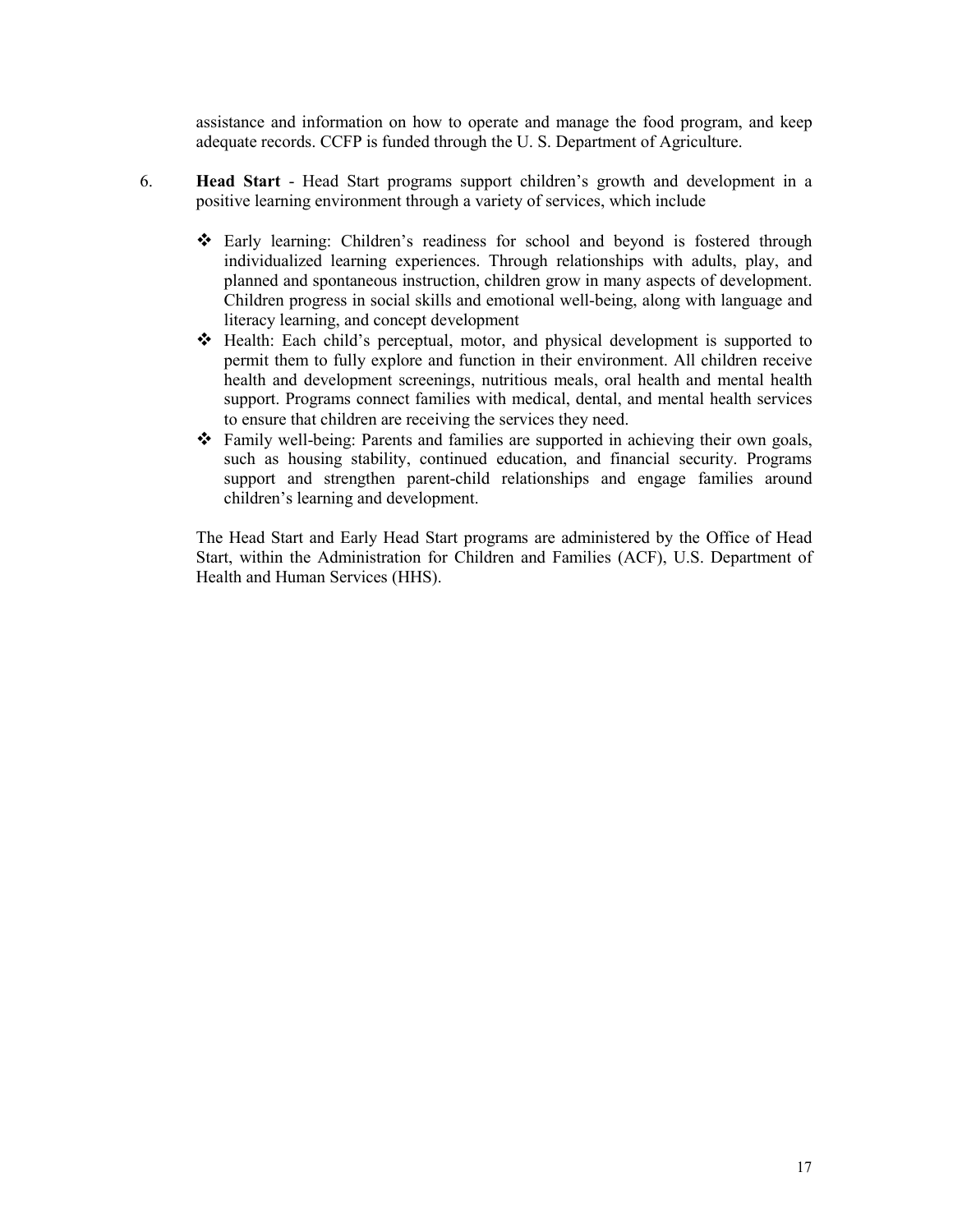assistance and information on how to operate and manage the food program, and keep adequate records. CCFP is funded through the U. S. Department of Agriculture.

6. **Head Start** - Head Start programs support children's growth and development in a positive learning environment through a variety of services, which include

   - Early learning: Children's readiness for school and beyond is fostered through individualized learning experiences. Through relationships with adults, play, and planned and spontaneous instruction, children grow in many aspects of development. Children progress in social skills and emotional well-being, along with language and literacy learning, and concept development
   - Health: Each child's perceptual, motor, and physical development is supported to permit them to fully explore and function in their environment. All children receive health and development screenings, nutritious meals, oral health and mental health support. Programs connect families with medical, dental, and mental health services to ensure that children are receiving the services they need.
   - Family well-being: Parents and families are supported in achieving their own goals, such as housing stability, continued education, and financial security. Programs support and strengthen parent-child relationships and engage families around children's learning and development.

   The Head Start and Early Head Start programs are administered by the Office of Head Start, within the Administration for Children and Families (ACF), U.S. Department of Health and Human Services (HHS).